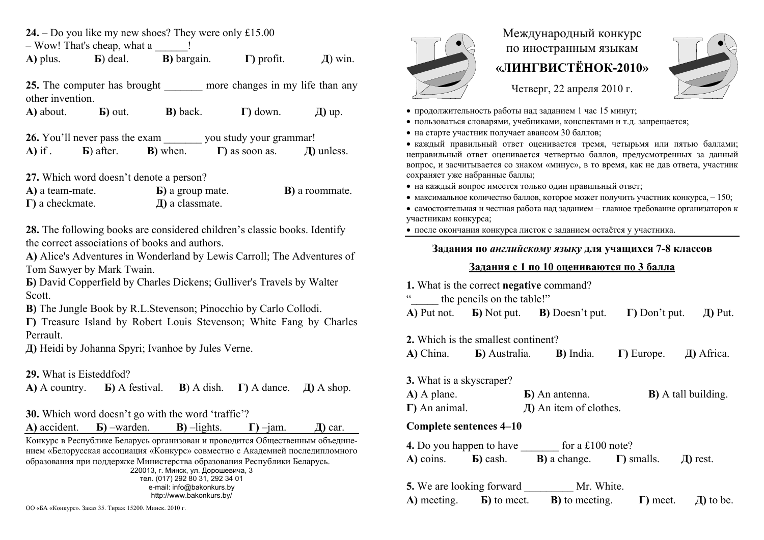# Международный конкурс по иностранным языкам «ЛИНГВИСТЁНОК-2010»

Четверг, 22 апреля 2010 г.

- продолжительность работы над заданием 1 час 15 минут;
- пользоваться словарями, учебниками, конспектами и т.д. запрещается;
- на старте участник получает авансом 30 баллов;
- каждый правильный ответ оценивается тремя, четырьмя или пятью баллами; неправильный ответ оценивается четвертью баллов, предусмотренных за данный вопрос, и засчитывается со знаком «минус», в то время, как не дав ответа, участник сохраняет уже набранные баллы;
- на каждый вопрос имеется только один правильный ответ;
- максимальное количество баллов, которое может получить участник конкурса, – 150;
- самостоятельная и честная работа над заданием – главное требование организаторов к участникам конкурса;
- после окончания конкурса листок с заданием остаётся у участника.

## Задания по *английскому языку* для учащихся 7-8 классов

### Задания с 1 по 10 оцениваются по 3 балла

**1.** What is the correct **negative** command?
"_____ the pencils on the table!"
**А)** Put not. **Б)** Not put. **В)** Doesn't put. **Г)** Don't put. **Д)** Put.

**2.** Which is the smallest continent?
**А)** China. **Б)** Australia. **В)** India. **Г)** Europe. **Д)** Africa.

**3.** What is a skyscraper?
**А)** A plane. **Б)** An antenna. **В)** A tall building.
**Г)** An animal. **Д)** An item of clothes.

**Complete sentences 4–10**

**4.** Do you happen to have _______ for a £100 note?
**А)** coins. **Б)** cash. **В)** a change. **Г)** smalls. **Д)** rest.

**5.** We are looking forward _________ Mr. White.
**А)** meeting. **Б)** to meet. **В)** to meeting. **Г)** meet. **Д)** to be.

**24.** – Do you like my new shoes? They were only £15.00
– Wow! That's cheap, what a ______!
**А)** plus. **Б**) deal. **В)** bargain. **Г)** profit. **Д)** win.

**25.** The computer has brought _______ more changes in my life than any other invention.
**А)** about. **Б)** out. **В)** back. **Г)** down. **Д)** up.

**26.** You'll never pass the exam _______ you study your grammar!
**А)** if . **Б**) after. **В)** when. **Г)** as soon as. **Д)** unless.

**27.** Which word doesn't denote a person?
**А)** a team-mate. **Б)** a group mate. **В)** a roommate.
**Г)** a checkmate. **Д)** a classmate.

**28.** The following books are considered children's classic books. Identify the correct associations of books and authors.
**А)** Alice's Adventures in Wonderland by Lewis Carroll; The Adventures of Tom Sawyer by Mark Twain.
**Б)** David Copperfield by Charles Dickens; Gulliver's Travels by Walter Scott.
**В)** The Jungle Book by R.L.Stevenson; Pinocchio by Carlo Collodi.
**Г)** Treasure Island by Robert Louis Stevenson; White Fang by Charles Perrault.
**Д)** Heidi by Johanna Spyri; Ivanhoe by Jules Verne.

**29.** What is Eisteddfod?
**А)** A country. **Б)** A festival. **В**) A dish. **Г)** A dance. **Д)** A shop.

**30.** Which word doesn't go with the word 'traffic'?
**А)** accident. **Б)** –warden. **В)** –lights. **Г)** –jam. **Д)** car.

Конкурс в Республике Беларусь организован и проводится Общественным объединением «Белорусская ассоциация «Конкурс» совместно с Академией последипломного образования при поддержке Министерства образования Республики Беларусь.
220013, г. Минск, ул. Дорошевича, 3
тел. (017) 292 80 31, 292 34 01
e-mail: info@bakonkurs.by
http://www.bakonkurs.by/

ОО «БА «Конкурс». Заказ 35. Тираж 15200. Минск. 2010 г.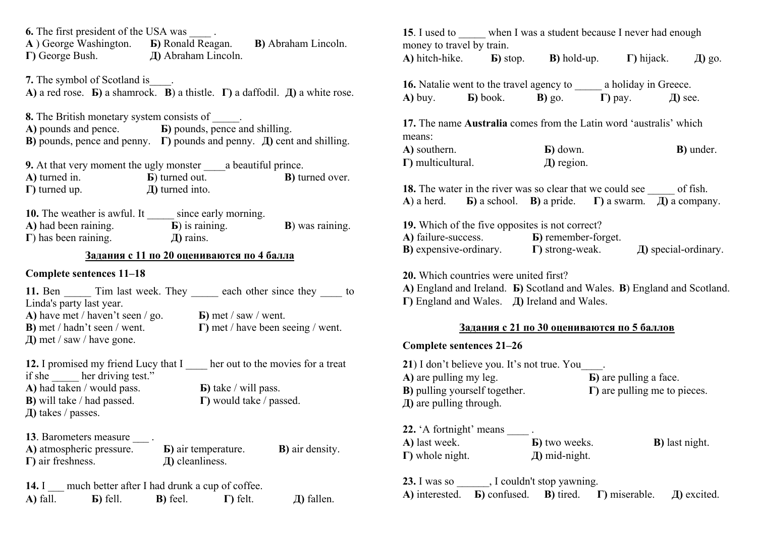**6.** The first president of the USA was ____ .
**А** ) George Washington. **Б)** Ronald Reagan. **В)** Abraham Lincoln.
**Г)** George Bush. **Д)** Abraham Lincoln.

**7.** The symbol of Scotland is____.
**А)** a red rose. **Б)** a shamrock. **В**) a thistle. **Г)** a daffodil. **Д)** a white rose.

**8.** The British monetary system consists of _____.
**А)** pounds and pence. **Б)** pounds, pence and shilling.
**В)** pounds, pence and penny. **Г)** pounds and penny. **Д)** cent and shilling.

**9.** At that very moment the ugly monster ____a beautiful prince.
**А)** turned in. **Б**) turned out. **В)** turned over.
**Г)** turned up. **Д)** turned into.

**10.** The weather is awful. It _____ since early morning.
**А)** had been raining. **Б**) is raining. **В**) was raining.
**Г**) has been raining. **Д**) rains.

**Задания с 11 по 20 оцениваются по 4 балла**

**Complete sentences 11–18**

**11.** Ben _____ Tim last week. They _____ each other since they ____ to Linda's party last year.
**А)** have met / haven't seen / go. **Б)** met / saw / went.
**В)** met / hadn't seen / went. **Г)** met / have been seeing / went.
**Д)** met / saw / have gone.

**12.** I promised my friend Lucy that I ____ her out to the movies for a treat if she _____ her driving test."
**А)** had taken / would pass. **Б)** take / will pass.
**В)** will take / had passed. **Г)** would take / passed.
**Д)** takes / passes.

**13**. Barometers measure ___ .
**А)** atmospheric pressure. **Б)** air temperature. **В)** air density.
**Г)** air freshness. **Д)** cleanliness.

**14.** I ___ much better after I had drunk a cup of coffee.
**А)** fall. **Б)** fell. **В)** feel. **Г)** felt. **Д)** fallen.

**15**. I used to _____ when I was a student because I never had enough money to travel by train.
**А)** hitch-hike. **Б)** stop. **В)** hold-up. **Г)** hijack. **Д)** go.

**16.** Natalie went to the travel agency to _____ a holiday in Greece.
**А)** buy. **Б)** book. **В)** go. **Г)** pay. **Д)** see.

**17.** The name **Australia** comes from the Latin word 'australis' which means:
**А)** southern. **Б)** down. **В)** under.
**Г)** multicultural. **Д)** region.

**18.** The water in the river was so clear that we could see _____ of fish.
**А)** a herd. **Б)** a school. **В)** a pride. **Г)** a swarm. **Д)** a company.

**19.** Which of the five opposites is not correct?
**А)** failure-success. **Б)** remember-forget.
**В)** expensive-ordinary. **Г)** strong-weak. **Д)** special-ordinary.

**20.** Which countries were united first?
**А)** England and Ireland. **Б)** Scotland and Wales. **В**) England and Scotland.
**Г)** England and Wales. **Д)** Ireland and Wales.

**Задания с 21 по 30 оцениваются по 5 баллов**

**Complete sentences 21–26**

**21**) I don't believe you. It's not true. You____.
**А)** are pulling my leg. **Б)** are pulling a face.
**В)** pulling yourself together. **Г)** are pulling me to pieces.
**Д)** are pulling through.

**22.** 'A fortnight' means ____ .
**А)** last week. **Б)** two weeks. **В)** last night.
**Г)** whole night. **Д)** mid-night.

**23.** I was so ______, I couldn't stop yawning.
**А)** interested. **Б)** confused. **В)** tired. **Г)** miserable. **Д)** excited.